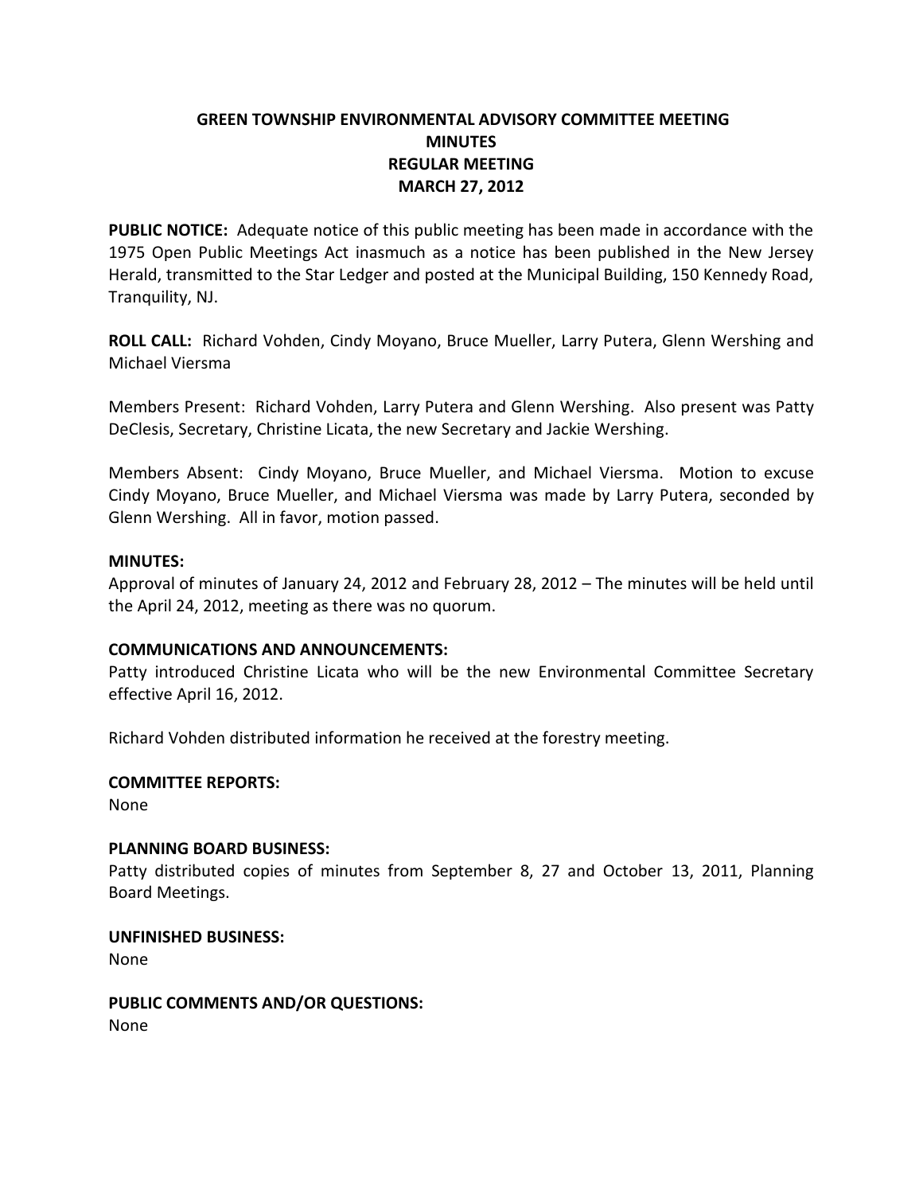# GREEN TOWNSHIP ENVIRONMENTAL ADVISORY COMMITTEE MEETING
## MINUTES
## REGULAR MEETING
## MARCH 27, 2012

**PUBLIC NOTICE:** Adequate notice of this public meeting has been made in accordance with the 1975 Open Public Meetings Act inasmuch as a notice has been published in the New Jersey Herald, transmitted to the Star Ledger and posted at the Municipal Building, 150 Kennedy Road, Tranquility, NJ.

**ROLL CALL:** Richard Vohden, Cindy Moyano, Bruce Mueller, Larry Putera, Glenn Wershing and Michael Viersma

Members Present: Richard Vohden, Larry Putera and Glenn Wershing. Also present was Patty DeClesis, Secretary, Christine Licata, the new Secretary and Jackie Wershing.

Members Absent: Cindy Moyano, Bruce Mueller, and Michael Viersma. Motion to excuse Cindy Moyano, Bruce Mueller, and Michael Viersma was made by Larry Putera, seconded by Glenn Wershing. All in favor, motion passed.

**MINUTES:**
Approval of minutes of January 24, 2012 and February 28, 2012 – The minutes will be held until the April 24, 2012, meeting as there was no quorum.

**COMMUNICATIONS AND ANNOUNCEMENTS:**
Patty introduced Christine Licata who will be the new Environmental Committee Secretary effective April 16, 2012.

Richard Vohden distributed information he received at the forestry meeting.

**COMMITTEE REPORTS:**
None

**PLANNING BOARD BUSINESS:**
Patty distributed copies of minutes from September 8, 27 and October 13, 2011, Planning Board Meetings.

**UNFINISHED BUSINESS:**
None

**PUBLIC COMMENTS AND/OR QUESTIONS:**
None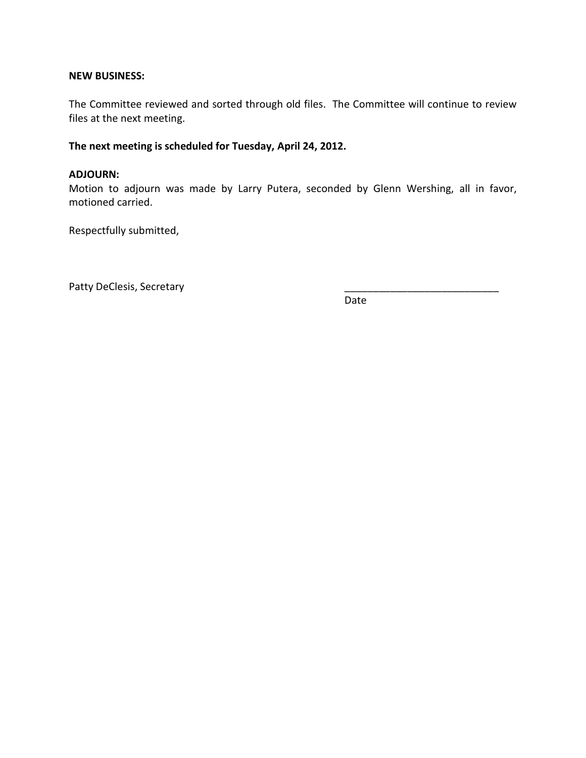**NEW BUSINESS:**

The Committee reviewed and sorted through old files. The Committee will continue to review files at the next meeting.

**The next meeting is scheduled for Tuesday, April 24, 2012.**

**ADJOURN:**
Motion to adjourn was made by Larry Putera, seconded by Glenn Wershing, all in favor, motioned carried.

Respectfully submitted,

Patty DeClesis, Secretary ___________________________
Date